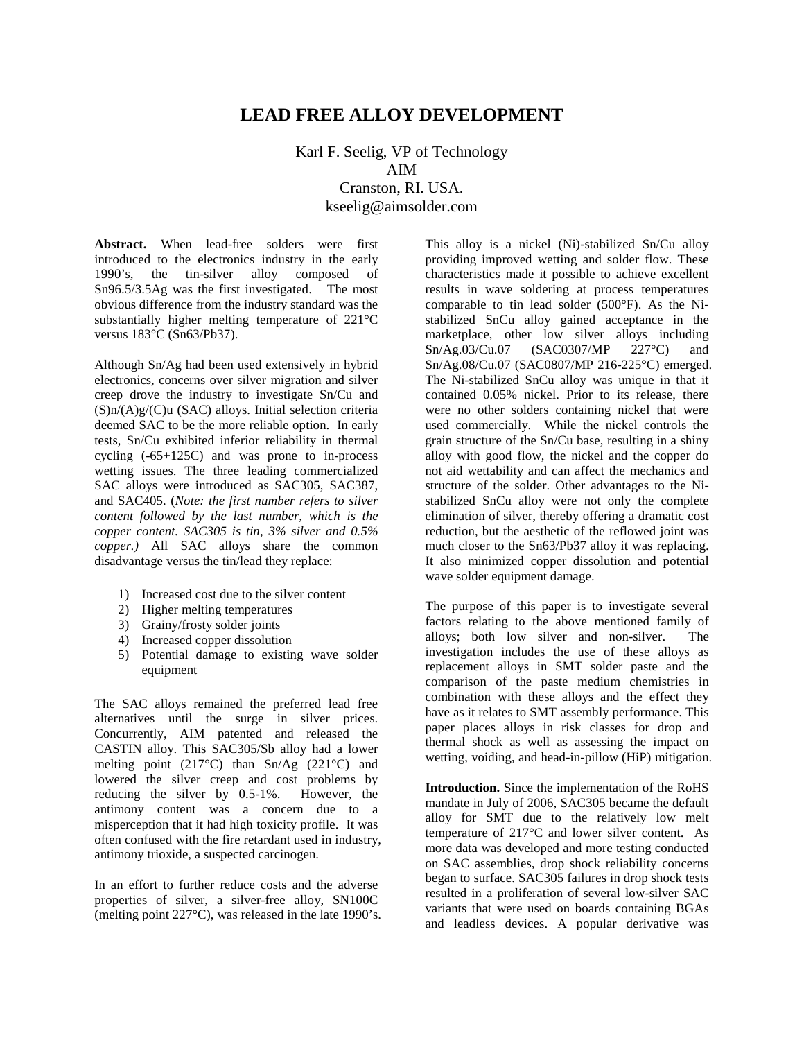# LEAD FREE ALLOY DEVELOPMENT

Karl F. Seelig, VP of Technology
AIM
Cranston, RI. USA.
kseelig@aimsolder.com

**Abstract.** When lead-free solders were first introduced to the electronics industry in the early 1990's, the tin-silver alloy composed of Sn96.5/3.5Ag was the first investigated. The most obvious difference from the industry standard was the substantially higher melting temperature of 221°C versus 183°C (Sn63/Pb37).

Although Sn/Ag had been used extensively in hybrid electronics, concerns over silver migration and silver creep drove the industry to investigate Sn/Cu and (S)n/(A)g/(C)u (SAC) alloys. Initial selection criteria deemed SAC to be the more reliable option. In early tests, Sn/Cu exhibited inferior reliability in thermal cycling (-65+125C) and was prone to in-process wetting issues. The three leading commercialized SAC alloys were introduced as SAC305, SAC387, and SAC405. (*Note: the first number refers to silver content followed by the last number, which is the copper content. SAC305 is tin, 3% silver and 0.5% copper.)* All SAC alloys share the common disadvantage versus the tin/lead they replace:

1) Increased cost due to the silver content
2) Higher melting temperatures
3) Grainy/frosty solder joints
4) Increased copper dissolution
5) Potential damage to existing wave solder equipment

The SAC alloys remained the preferred lead free alternatives until the surge in silver prices. Concurrently, AIM patented and released the CASTIN alloy. This SAC305/Sb alloy had a lower melting point (217°C) than Sn/Ag (221°C) and lowered the silver creep and cost problems by reducing the silver by 0.5-1%. However, the antimony content was a concern due to a misperception that it had high toxicity profile. It was often confused with the fire retardant used in industry, antimony trioxide, a suspected carcinogen.

In an effort to further reduce costs and the adverse properties of silver, a silver-free alloy, SN100C (melting point 227°C), was released in the late 1990's. This alloy is a nickel (Ni)-stabilized Sn/Cu alloy providing improved wetting and solder flow. These characteristics made it possible to achieve excellent results in wave soldering at process temperatures comparable to tin lead solder (500°F). As the Ni-stabilized SnCu alloy gained acceptance in the marketplace, other low silver alloys including Sn/Ag.03/Cu.07 (SAC0307/MP 227°C) and Sn/Ag.08/Cu.07 (SAC0807/MP 216-225°C) emerged. The Ni-stabilized SnCu alloy was unique in that it contained 0.05% nickel. Prior to its release, there were no other solders containing nickel that were used commercially. While the nickel controls the grain structure of the Sn/Cu base, resulting in a shiny alloy with good flow, the nickel and the copper do not aid wettability and can affect the mechanics and structure of the solder. Other advantages to the Ni-stabilized SnCu alloy were not only the complete elimination of silver, thereby offering a dramatic cost reduction, but the aesthetic of the reflowed joint was much closer to the Sn63/Pb37 alloy it was replacing. It also minimized copper dissolution and potential wave solder equipment damage.

The purpose of this paper is to investigate several factors relating to the above mentioned family of alloys; both low silver and non-silver. The investigation includes the use of these alloys as replacement alloys in SMT solder paste and the comparison of the paste medium chemistries in combination with these alloys and the effect they have as it relates to SMT assembly performance. This paper places alloys in risk classes for drop and thermal shock as well as assessing the impact on wetting, voiding, and head-in-pillow (HiP) mitigation.

**Introduction.** Since the implementation of the RoHS mandate in July of 2006, SAC305 became the default alloy for SMT due to the relatively low melt temperature of 217°C and lower silver content. As more data was developed and more testing conducted on SAC assemblies, drop shock reliability concerns began to surface. SAC305 failures in drop shock tests resulted in a proliferation of several low-silver SAC variants that were used on boards containing BGAs and leadless devices. A popular derivative was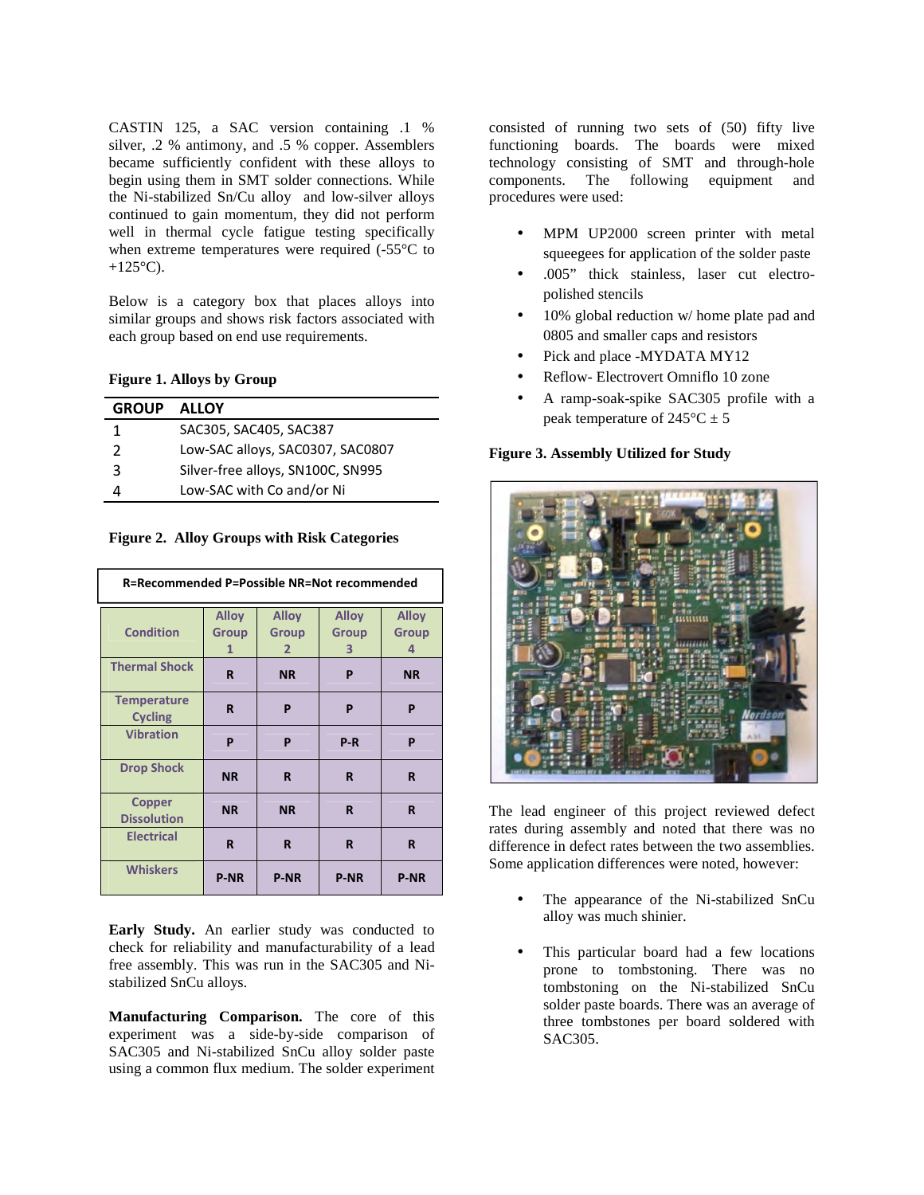CASTIN 125, a SAC version containing .1 % silver, .2 % antimony, and .5 % copper. Assemblers became sufficiently confident with these alloys to begin using them in SMT solder connections. While the Ni-stabilized Sn/Cu alloy and low-silver alloys continued to gain momentum, they did not perform well in thermal cycle fatigue testing specifically when extreme temperatures were required (-55°C to +125°C).

Below is a category box that places alloys into similar groups and shows risk factors associated with each group based on end use requirements.

**Figure 1. Alloys by Group**

| GROUP | ALLOY |
|---|---|
| 1 | SAC305, SAC405, SAC387 |
| 2 | Low-SAC alloys, SAC0307, SAC0807 |
| 3 | Silver-free alloys, SN100C, SN995 |
| 4 | Low-SAC with Co and/or Ni |

**Figure 2. Alloy Groups with Risk Categories**

R=Recommended P=Possible NR=Not recommended

| Condition | Alloy Group 1 | Alloy Group 2 | Alloy Group 3 | Alloy Group 4 |
|---|---|---|---|---|
| Thermal Shock | R | NR | P | NR |
| Temperature Cycling | R | P | P | P |
| Vibration | P | P | P-R | P |
| Drop Shock | NR | R | R | R |
| Copper Dissolution | NR | NR | R | R |
| Electrical | R | R | R | R |
| Whiskers | P-NR | P-NR | P-NR | P-NR |

**Early Study.** An earlier study was conducted to check for reliability and manufacturability of a lead free assembly. This was run in the SAC305 and Ni-stabilized SnCu alloys.

**Manufacturing Comparison.** The core of this experiment was a side-by-side comparison of SAC305 and Ni-stabilized SnCu alloy solder paste using a common flux medium. The solder experiment consisted of running two sets of (50) fifty live functioning boards. The boards were mixed technology consisting of SMT and through-hole components. The following equipment and procedures were used:

- MPM UP2000 screen printer with metal squeegees for application of the solder paste
- .005" thick stainless, laser cut electro-polished stencils
- 10% global reduction w/ home plate pad and 0805 and smaller caps and resistors
- Pick and place -MYDATA MY12
- Reflow- Electrovert Omniflo 10 zone
- A ramp-soak-spike SAC305 profile with a peak temperature of 245°C ± 5

**Figure 3. Assembly Utilized for Study**

The lead engineer of this project reviewed defect rates during assembly and noted that there was no difference in defect rates between the two assemblies. Some application differences were noted, however:

- The appearance of the Ni-stabilized SnCu alloy was much shinier.
- This particular board had a few locations prone to tombstoning. There was no tombstoning on the Ni-stabilized SnCu solder paste boards. There was an average of three tombstones per board soldered with SAC305.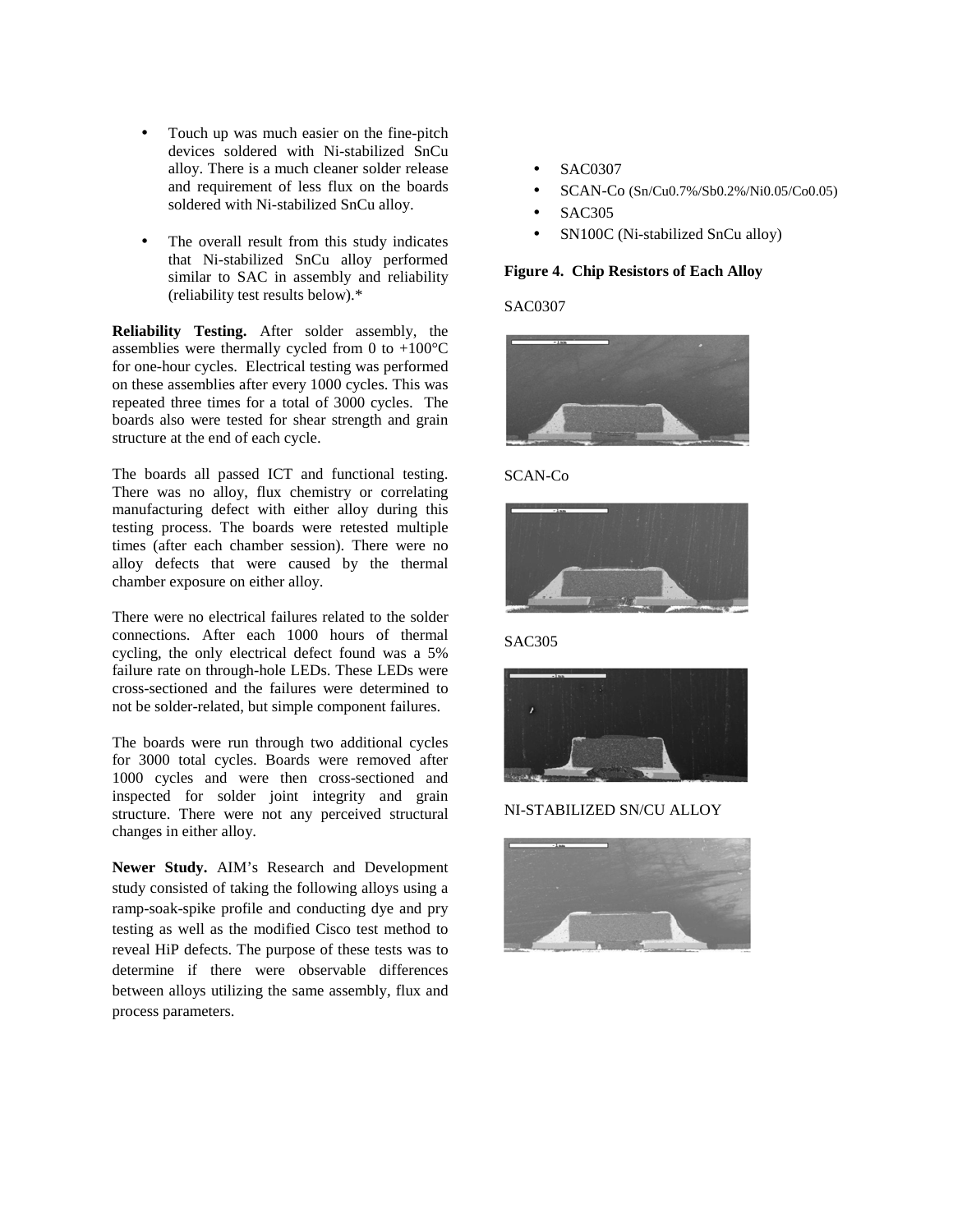- Touch up was much easier on the fine-pitch devices soldered with Ni-stabilized SnCu alloy. There is a much cleaner solder release and requirement of less flux on the boards soldered with Ni-stabilized SnCu alloy.

- The overall result from this study indicates that Ni-stabilized SnCu alloy performed similar to SAC in assembly and reliability (reliability test results below).*

**Reliability Testing.** After solder assembly, the assemblies were thermally cycled from 0 to +100°C for one-hour cycles. Electrical testing was performed on these assemblies after every 1000 cycles. This was repeated three times for a total of 3000 cycles. The boards also were tested for shear strength and grain structure at the end of each cycle.

The boards all passed ICT and functional testing. There was no alloy, flux chemistry or correlating manufacturing defect with either alloy during this testing process. The boards were retested multiple times (after each chamber session). There were no alloy defects that were caused by the thermal chamber exposure on either alloy.

There were no electrical failures related to the solder connections. After each 1000 hours of thermal cycling, the only electrical defect found was a 5% failure rate on through-hole LEDs. These LEDs were cross-sectioned and the failures were determined to not be solder-related, but simple component failures.

The boards were run through two additional cycles for 3000 total cycles. Boards were removed after 1000 cycles and were then cross-sectioned and inspected for solder joint integrity and grain structure. There were not any perceived structural changes in either alloy.

**Newer Study.** AIM's Research and Development study consisted of taking the following alloys using a ramp-soak-spike profile and conducting dye and pry testing as well as the modified Cisco test method to reveal HiP defects. The purpose of these tests was to determine if there were observable differences between alloys utilizing the same assembly, flux and process parameters.

- SAC0307
- SCAN-Co (Sn/Cu0.7%/Sb0.2%/Ni0.05/Co0.05)
- SAC305
- SN100C (Ni-stabilized SnCu alloy)

**Figure 4. Chip Resistors of Each Alloy**

SAC0307

SCAN-Co

SAC305

NI-STABILIZED SN/CU ALLOY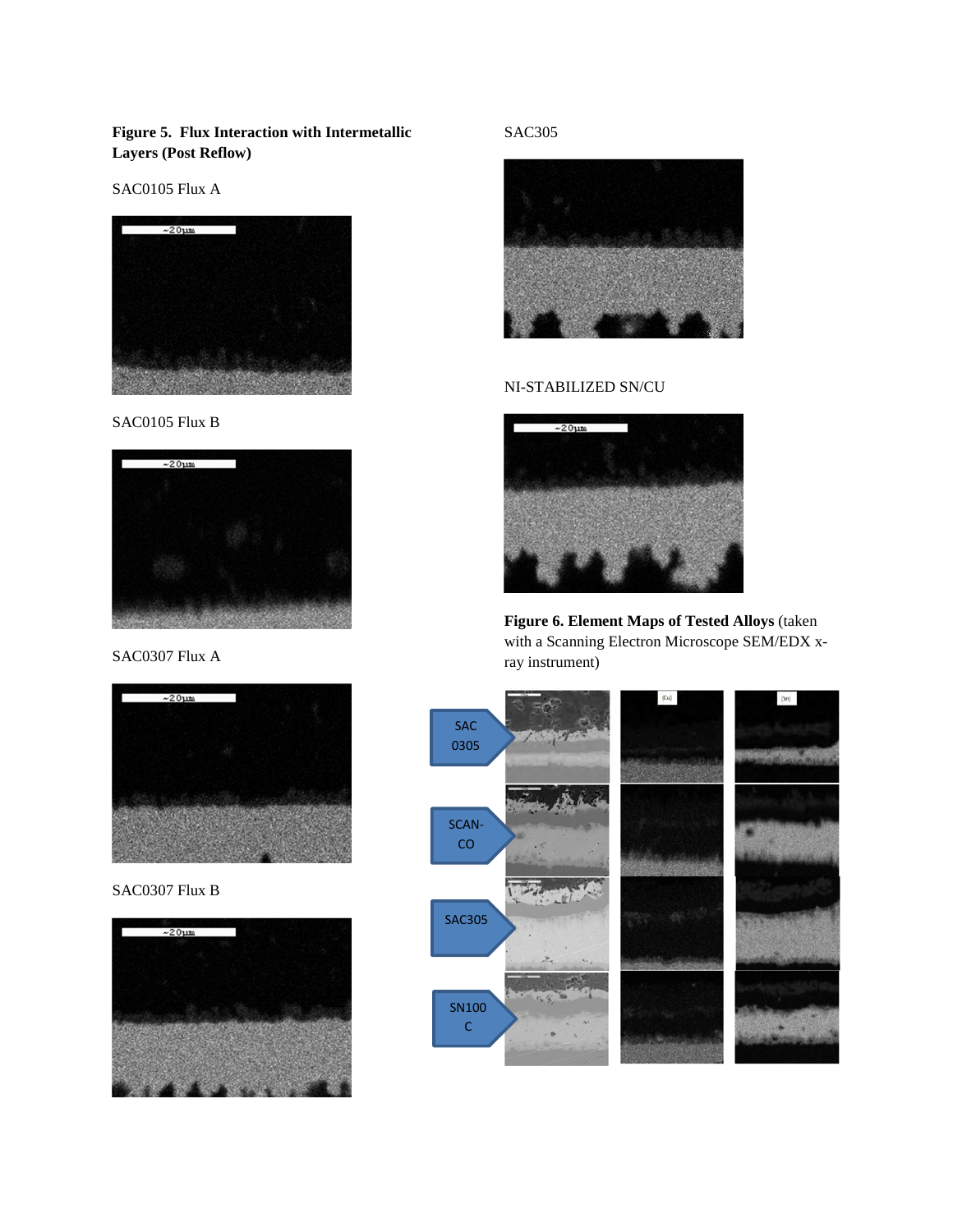**Figure 5. Flux Interaction with Intermetallic Layers (Post Reflow)**

SAC0105 Flux A

SAC0105 Flux B

SAC0307 Flux A

SAC0307 Flux B

SAC305

NI-STABILIZED SN/CU

**Figure 6. Element Maps of Tested Alloys** (taken with a Scanning Electron Microscope SEM/EDX x-ray instrument)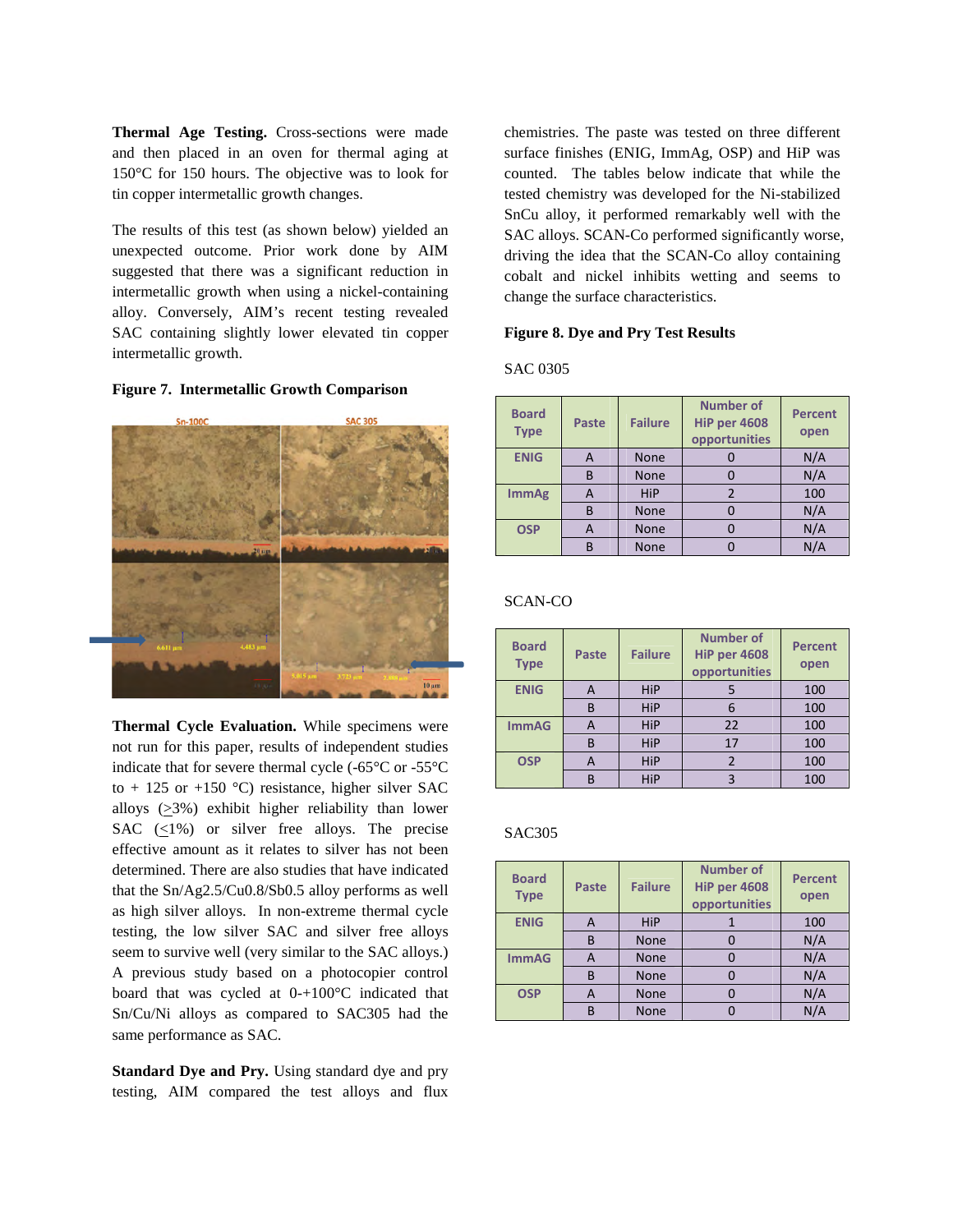**Thermal Age Testing.** Cross-sections were made and then placed in an oven for thermal aging at 150°C for 150 hours. The objective was to look for tin copper intermetallic growth changes.

The results of this test (as shown below) yielded an unexpected outcome. Prior work done by AIM suggested that there was a significant reduction in intermetallic growth when using a nickel-containing alloy. Conversely, AIM's recent testing revealed SAC containing slightly lower elevated tin copper intermetallic growth.

**Figure 7. Intermetallic Growth Comparison**

**Thermal Cycle Evaluation.** While specimens were not run for this paper, results of independent studies indicate that for severe thermal cycle (-65°C or -55°C to + 125 or +150 °C) resistance, higher silver SAC alloys (≥3%) exhibit higher reliability than lower SAC (≤1%) or silver free alloys. The precise effective amount as it relates to silver has not been determined. There are also studies that have indicated that the Sn/Ag2.5/Cu0.8/Sb0.5 alloy performs as well as high silver alloys. In non-extreme thermal cycle testing, the low silver SAC and silver free alloys seem to survive well (very similar to the SAC alloys.) A previous study based on a photocopier control board that was cycled at 0-+100°C indicated that Sn/Cu/Ni alloys as compared to SAC305 had the same performance as SAC.

**Standard Dye and Pry.** Using standard dye and pry testing, AIM compared the test alloys and flux chemistries. The paste was tested on three different surface finishes (ENIG, ImmAg, OSP) and HiP was counted. The tables below indicate that while the tested chemistry was developed for the Ni-stabilized SnCu alloy, it performed remarkably well with the SAC alloys. SCAN-Co performed significantly worse, driving the idea that the SCAN-Co alloy containing cobalt and nickel inhibits wetting and seems to change the surface characteristics.

**Figure 8. Dye and Pry Test Results**

SAC 0305

| Board Type | Paste | Failure | Number of HiP per 4608 opportunities | Percent open |
|---|---|---|---|---|
| ENIG | A | None | 0 | N/A |
| | B | None | 0 | N/A |
| ImmAg | A | HiP | 2 | 100 |
| | B | None | 0 | N/A |
| OSP | A | None | 0 | N/A |
| | B | None | 0 | N/A |

SCAN-CO

| Board Type | Paste | Failure | Number of HiP per 4608 opportunities | Percent open |
|---|---|---|---|---|
| ENIG | A | HiP | 5 | 100 |
| | B | HiP | 6 | 100 |
| ImmAG | A | HiP | 22 | 100 |
| | B | HiP | 17 | 100 |
| OSP | A | HiP | 2 | 100 |
| | B | HiP | 3 | 100 |

SAC305

| Board Type | Paste | Failure | Number of HiP per 4608 opportunities | Percent open |
|---|---|---|---|---|
| ENIG | A | HiP | 1 | 100 |
| | B | None | 0 | N/A |
| ImmAG | A | None | 0 | N/A |
| | B | None | 0 | N/A |
| OSP | A | None | 0 | N/A |
| | B | None | 0 | N/A |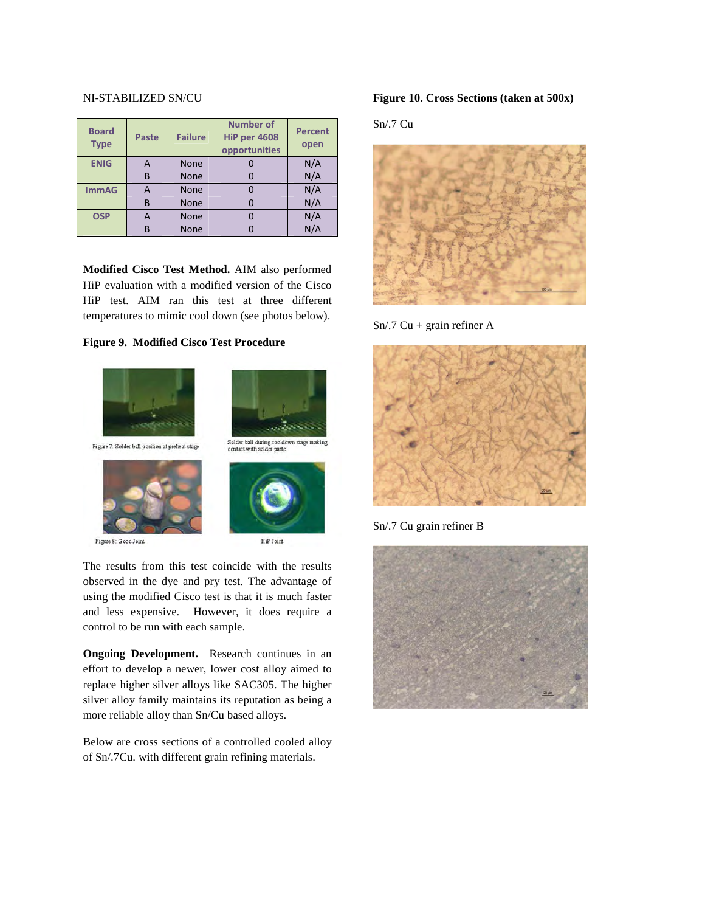NI-STABILIZED SN/CU

| Board Type | Paste | Failure | Number of HiP per 4608 opportunities | Percent open |
|---|---|---|---|---|
| ENIG | A | None | 0 | N/A |
| | B | None | 0 | N/A |
| ImmAG | A | None | 0 | N/A |
| | B | None | 0 | N/A |
| OSP | A | None | 0 | N/A |
| | B | None | 0 | N/A |

**Modified Cisco Test Method.** AIM also performed HiP evaluation with a modified version of the Cisco HiP test. AIM ran this test at three different temperatures to mimic cool down (see photos below).

**Figure 9. Modified Cisco Test Procedure**

Figure 7: Solder ball position at preheat stage

Solder ball during cooldown stage making contact with solder paste.

Figure 8: Good Joint.

HiP Joint

The results from this test coincide with the results observed in the dye and pry test. The advantage of using the modified Cisco test is that it is much faster and less expensive. However, it does require a control to be run with each sample.

**Ongoing Development.** Research continues in an effort to develop a newer, lower cost alloy aimed to replace higher silver alloys like SAC305. The higher silver alloy family maintains its reputation as being a more reliable alloy than Sn/Cu based alloys.

Below are cross sections of a controlled cooled alloy of Sn/.7Cu. with different grain refining materials.

**Figure 10. Cross Sections (taken at 500x)**

Sn/.7 Cu

Sn/.7 Cu + grain refiner A

Sn/.7 Cu grain refiner B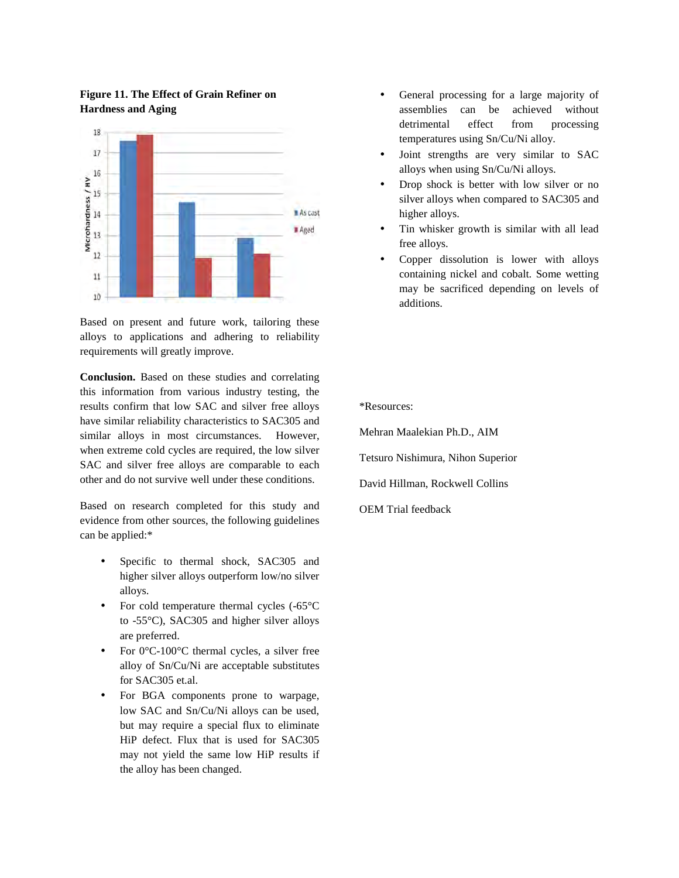**Figure 11. The Effect of Grain Refiner on Hardness and Aging**

Microhardness / HV

18
17
16
15
14
13
12
11
10

As cast
Aged

Based on present and future work, tailoring these alloys to applications and adhering to reliability requirements will greatly improve.

**Conclusion.** Based on these studies and correlating this information from various industry testing, the results confirm that low SAC and silver free alloys have similar reliability characteristics to SAC305 and similar alloys in most circumstances. However, when extreme cold cycles are required, the low silver SAC and silver free alloys are comparable to each other and do not survive well under these conditions.

Based on research completed for this study and evidence from other sources, the following guidelines can be applied:*

- Specific to thermal shock, SAC305 and higher silver alloys outperform low/no silver alloys.
- For cold temperature thermal cycles (-65°C to -55°C), SAC305 and higher silver alloys are preferred.
- For 0°C-100°C thermal cycles, a silver free alloy of Sn/Cu/Ni are acceptable substitutes for SAC305 et.al.
- For BGA components prone to warpage, low SAC and Sn/Cu/Ni alloys can be used, but may require a special flux to eliminate HiP defect. Flux that is used for SAC305 may not yield the same low HiP results if the alloy has been changed.
- General processing for a large majority of assemblies can be achieved without detrimental effect from processing temperatures using Sn/Cu/Ni alloy.
- Joint strengths are very similar to SAC alloys when using Sn/Cu/Ni alloys.
- Drop shock is better with low silver or no silver alloys when compared to SAC305 and higher alloys.
- Tin whisker growth is similar with all lead free alloys.
- Copper dissolution is lower with alloys containing nickel and cobalt. Some wetting may be sacrificed depending on levels of additions.

*Resources:

Mehran Maalekian Ph.D., AIM

Tetsuro Nishimura, Nihon Superior

David Hillman, Rockwell Collins

OEM Trial feedback